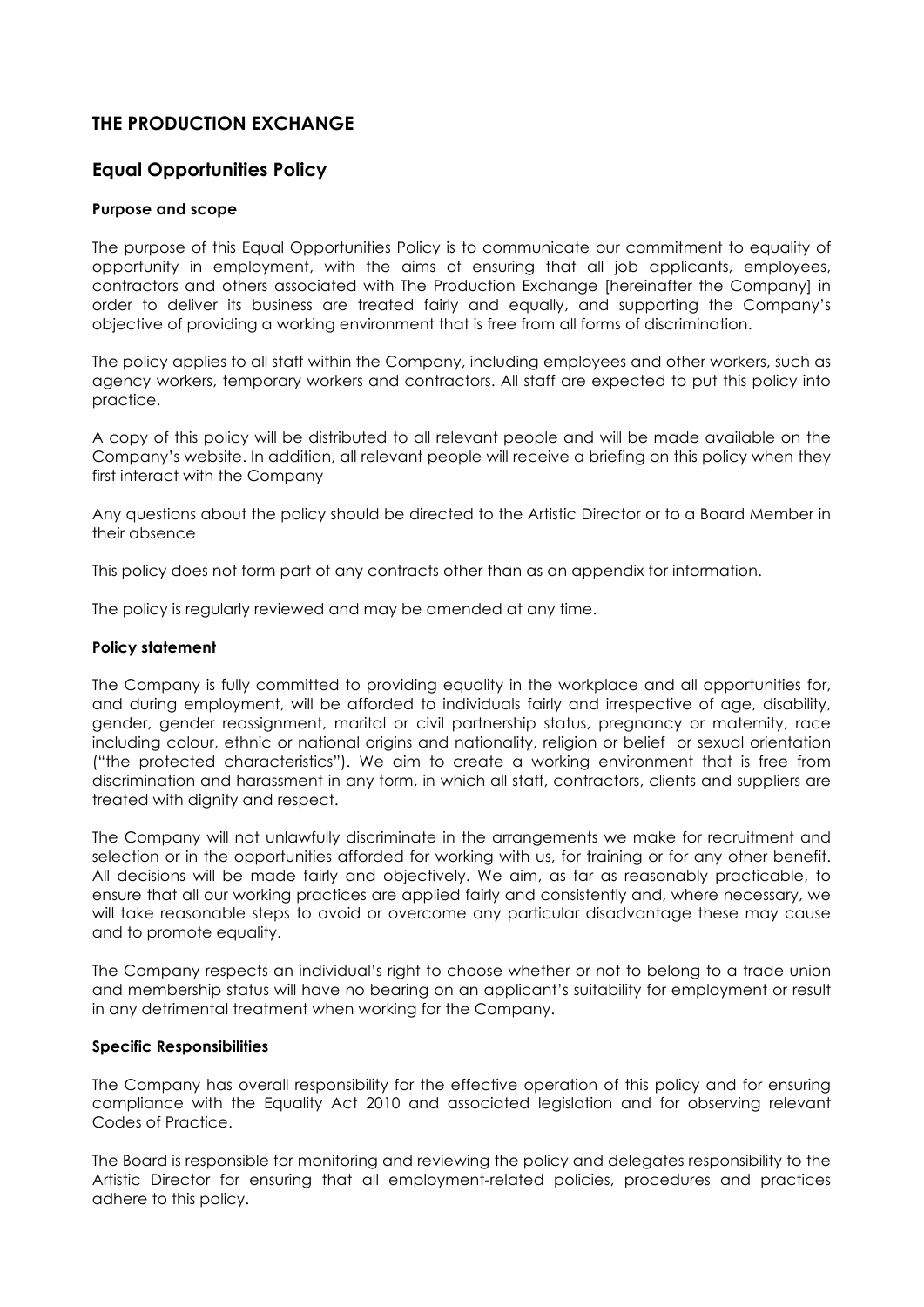# THE PRODUCTION EXCHANGE

## Equal Opportunities Policy

**Purpose and scope**

The purpose of this Equal Opportunities Policy is to communicate our commitment to equality of opportunity in employment, with the aims of ensuring that all job applicants, employees, contractors and others associated with The Production Exchange [hereinafter the Company] in order to deliver its business are treated fairly and equally, and supporting the Company's objective of providing a working environment that is free from all forms of discrimination.

The policy applies to all staff within the Company, including employees and other workers, such as agency workers, temporary workers and contractors. All staff are expected to put this policy into practice.

A copy of this policy will be distributed to all relevant people and will be made available on the Company's website. In addition, all relevant people will receive a briefing on this policy when they first interact with the Company

Any questions about the policy should be directed to the Artistic Director or to a Board Member in their absence

This policy does not form part of any contracts other than as an appendix for information.

The policy is regularly reviewed and may be amended at any time.

**Policy statement**

The Company is fully committed to providing equality in the workplace and all opportunities for, and during employment, will be afforded to individuals fairly and irrespective of age, disability, gender, gender reassignment, marital or civil partnership status, pregnancy or maternity, race including colour, ethnic or national origins and nationality, religion or belief or sexual orientation ("the protected characteristics"). We aim to create a working environment that is free from discrimination and harassment in any form, in which all staff, contractors, clients and suppliers are treated with dignity and respect.

The Company will not unlawfully discriminate in the arrangements we make for recruitment and selection or in the opportunities afforded for working with us, for training or for any other benefit. All decisions will be made fairly and objectively. We aim, as far as reasonably practicable, to ensure that all our working practices are applied fairly and consistently and, where necessary, we will take reasonable steps to avoid or overcome any particular disadvantage these may cause and to promote equality.

The Company respects an individual's right to choose whether or not to belong to a trade union and membership status will have no bearing on an applicant's suitability for employment or result in any detrimental treatment when working for the Company.

**Specific Responsibilities**

The Company has overall responsibility for the effective operation of this policy and for ensuring compliance with the Equality Act 2010 and associated legislation and for observing relevant Codes of Practice.

The Board is responsible for monitoring and reviewing the policy and delegates responsibility to the Artistic Director for ensuring that all employment-related policies, procedures and practices adhere to this policy.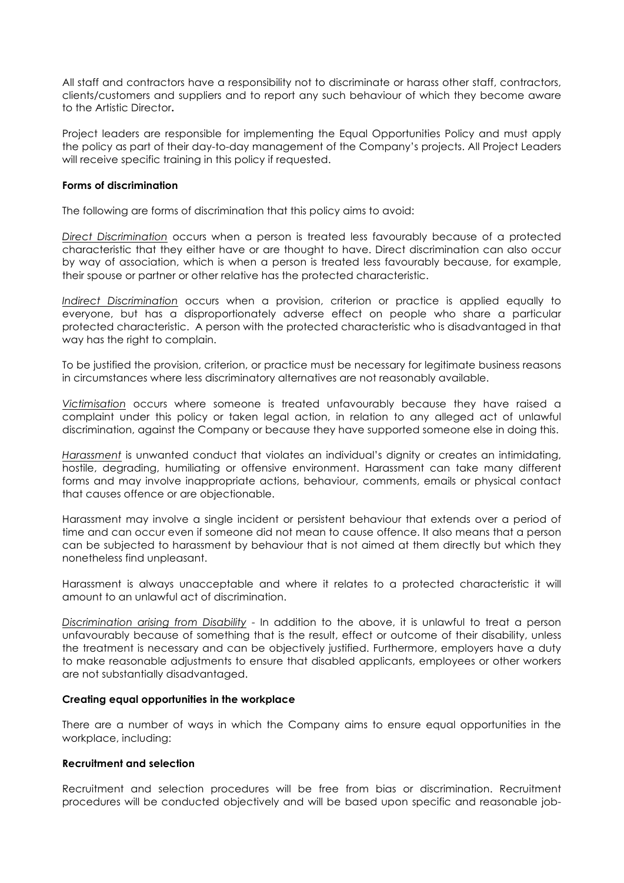All staff and contractors have a responsibility not to discriminate or harass other staff, contractors, clients/customers and suppliers and to report any such behaviour of which they become aware to the Artistic Director**.**

Project leaders are responsible for implementing the Equal Opportunities Policy and must apply the policy as part of their day-to-day management of the Company's projects. All Project Leaders will receive specific training in this policy if requested.

**Forms of discrimination**

The following are forms of discrimination that this policy aims to avoid:

*Direct Discrimination* occurs when a person is treated less favourably because of a protected characteristic that they either have or are thought to have. Direct discrimination can also occur by way of association, which is when a person is treated less favourably because, for example, their spouse or partner or other relative has the protected characteristic.

*Indirect Discrimination* occurs when a provision, criterion or practice is applied equally to everyone, but has a disproportionately adverse effect on people who share a particular protected characteristic. A person with the protected characteristic who is disadvantaged in that way has the right to complain.

To be justified the provision, criterion, or practice must be necessary for legitimate business reasons in circumstances where less discriminatory alternatives are not reasonably available.

*Victimisation* occurs where someone is treated unfavourably because they have raised a complaint under this policy or taken legal action, in relation to any alleged act of unlawful discrimination, against the Company or because they have supported someone else in doing this.

*Harassment* is unwanted conduct that violates an individual's dignity or creates an intimidating, hostile, degrading, humiliating or offensive environment. Harassment can take many different forms and may involve inappropriate actions, behaviour, comments, emails or physical contact that causes offence or are objectionable.

Harassment may involve a single incident or persistent behaviour that extends over a period of time and can occur even if someone did not mean to cause offence. It also means that a person can be subjected to harassment by behaviour that is not aimed at them directly but which they nonetheless find unpleasant.

Harassment is always unacceptable and where it relates to a protected characteristic it will amount to an unlawful act of discrimination.

*Discrimination arising from Disability* - In addition to the above, it is unlawful to treat a person unfavourably because of something that is the result, effect or outcome of their disability, unless the treatment is necessary and can be objectively justified. Furthermore, employers have a duty to make reasonable adjustments to ensure that disabled applicants, employees or other workers are not substantially disadvantaged.

**Creating equal opportunities in the workplace**

There are a number of ways in which the Company aims to ensure equal opportunities in the workplace, including:

**Recruitment and selection**

Recruitment and selection procedures will be free from bias or discrimination. Recruitment procedures will be conducted objectively and will be based upon specific and reasonable job-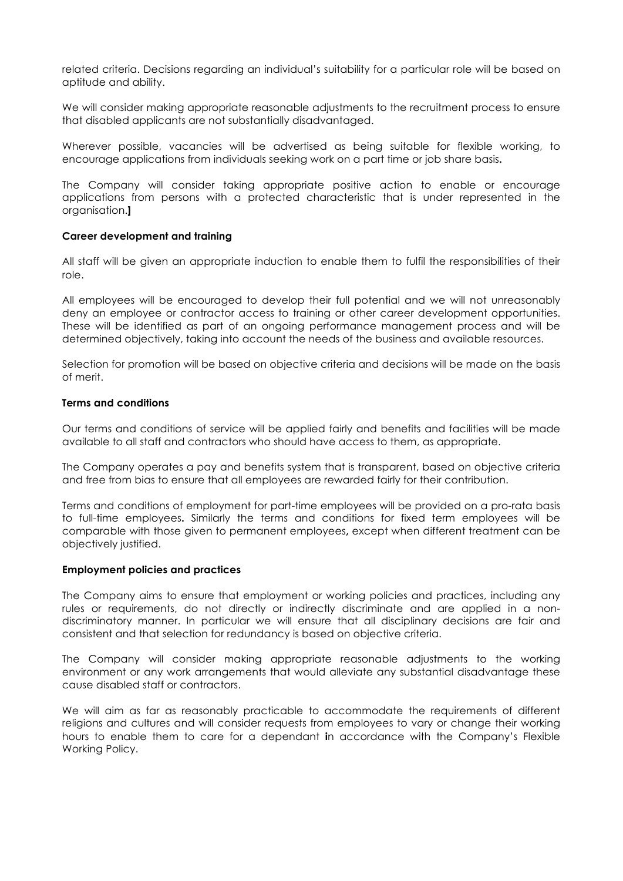related criteria. Decisions regarding an individual's suitability for a particular role will be based on aptitude and ability.

We will consider making appropriate reasonable adjustments to the recruitment process to ensure that disabled applicants are not substantially disadvantaged.

Wherever possible, vacancies will be advertised as being suitable for flexible working, to encourage applications from individuals seeking work on a part time or job share basis**.**

The Company will consider taking appropriate positive action to enable or encourage applications from persons with a protected characteristic that is under represented in the organisation.**]**

**Career development and training**

All staff will be given an appropriate induction to enable them to fulfil the responsibilities of their role.

All employees will be encouraged to develop their full potential and we will not unreasonably deny an employee or contractor access to training or other career development opportunities. These will be identified as part of an ongoing performance management process and will be determined objectively, taking into account the needs of the business and available resources.

Selection for promotion will be based on objective criteria and decisions will be made on the basis of merit.

**Terms and conditions**

Our terms and conditions of service will be applied fairly and benefits and facilities will be made available to all staff and contractors who should have access to them, as appropriate.

The Company operates a pay and benefits system that is transparent, based on objective criteria and free from bias to ensure that all employees are rewarded fairly for their contribution.

Terms and conditions of employment for part-time employees will be provided on a pro-rata basis to full-time employees**.** Similarly the terms and conditions for fixed term employees will be comparable with those given to permanent employees**,** except when different treatment can be objectively justified.

**Employment policies and practices**

The Company aims to ensure that employment or working policies and practices, including any rules or requirements, do not directly or indirectly discriminate and are applied in a non-discriminatory manner. In particular we will ensure that all disciplinary decisions are fair and consistent and that selection for redundancy is based on objective criteria.

The Company will consider making appropriate reasonable adjustments to the working environment or any work arrangements that would alleviate any substantial disadvantage these cause disabled staff or contractors.

We will aim as far as reasonably practicable to accommodate the requirements of different religions and cultures and will consider requests from employees to vary or change their working hours to enable them to care for a dependant in accordance with the Company's Flexible Working Policy.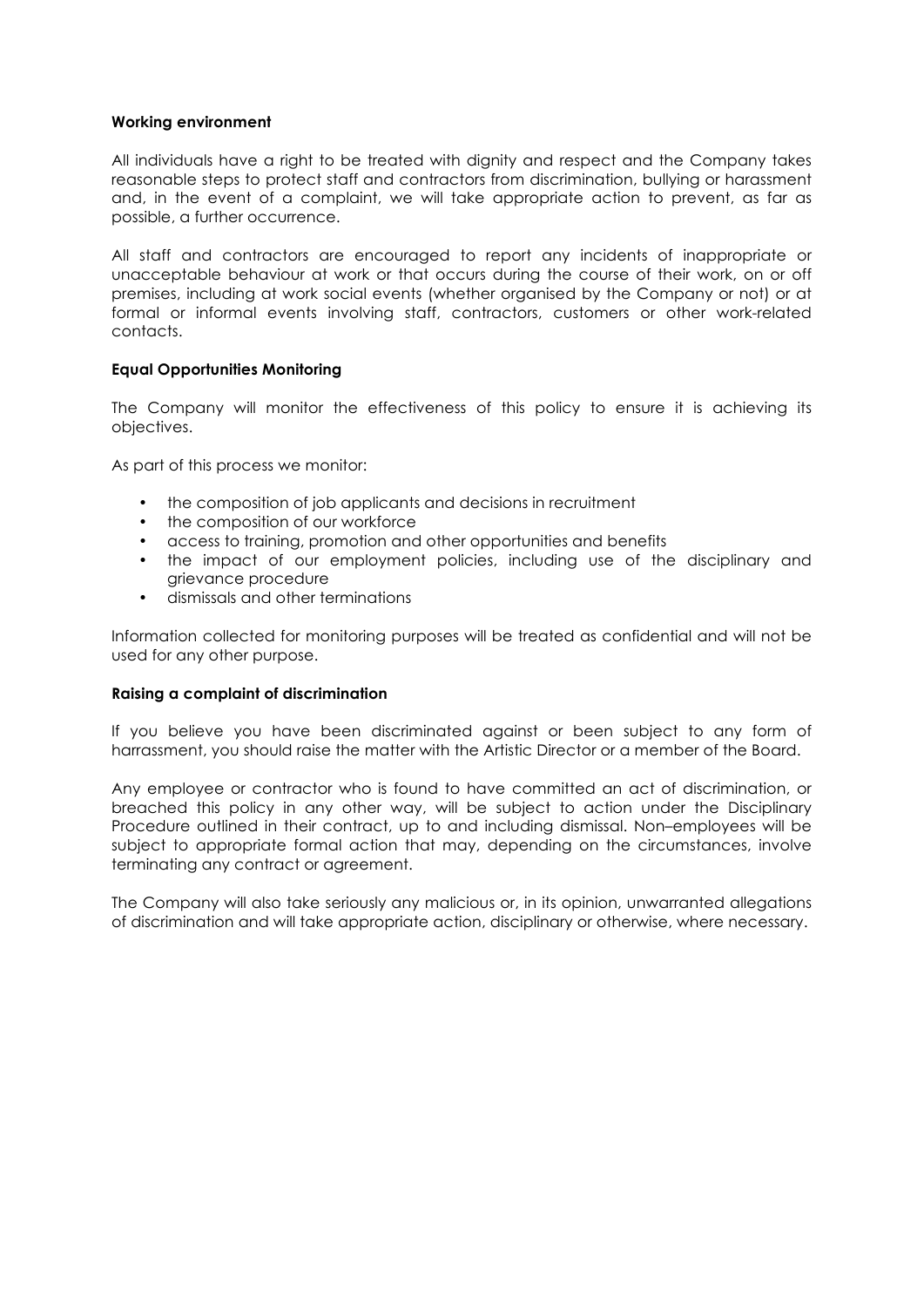**Working environment**

All individuals have a right to be treated with dignity and respect and the Company takes reasonable steps to protect staff and contractors from discrimination, bullying or harassment and, in the event of a complaint, we will take appropriate action to prevent, as far as possible, a further occurrence.

All staff and contractors are encouraged to report any incidents of inappropriate or unacceptable behaviour at work or that occurs during the course of their work, on or off premises, including at work social events (whether organised by the Company or not) or at formal or informal events involving staff, contractors, customers or other work-related contacts.

**Equal Opportunities Monitoring**

The Company will monitor the effectiveness of this policy to ensure it is achieving its objectives.

As part of this process we monitor:

- the composition of job applicants and decisions in recruitment
- the composition of our workforce
- access to training, promotion and other opportunities and benefits
- the impact of our employment policies, including use of the disciplinary and grievance procedure
- dismissals and other terminations

Information collected for monitoring purposes will be treated as confidential and will not be used for any other purpose.

**Raising a complaint of discrimination**

If you believe you have been discriminated against or been subject to any form of harrassment, you should raise the matter with the Artistic Director or a member of the Board.

Any employee or contractor who is found to have committed an act of discrimination, or breached this policy in any other way, will be subject to action under the Disciplinary Procedure outlined in their contract, up to and including dismissal. Non–employees will be subject to appropriate formal action that may, depending on the circumstances, involve terminating any contract or agreement.

The Company will also take seriously any malicious or, in its opinion, unwarranted allegations of discrimination and will take appropriate action, disciplinary or otherwise, where necessary.